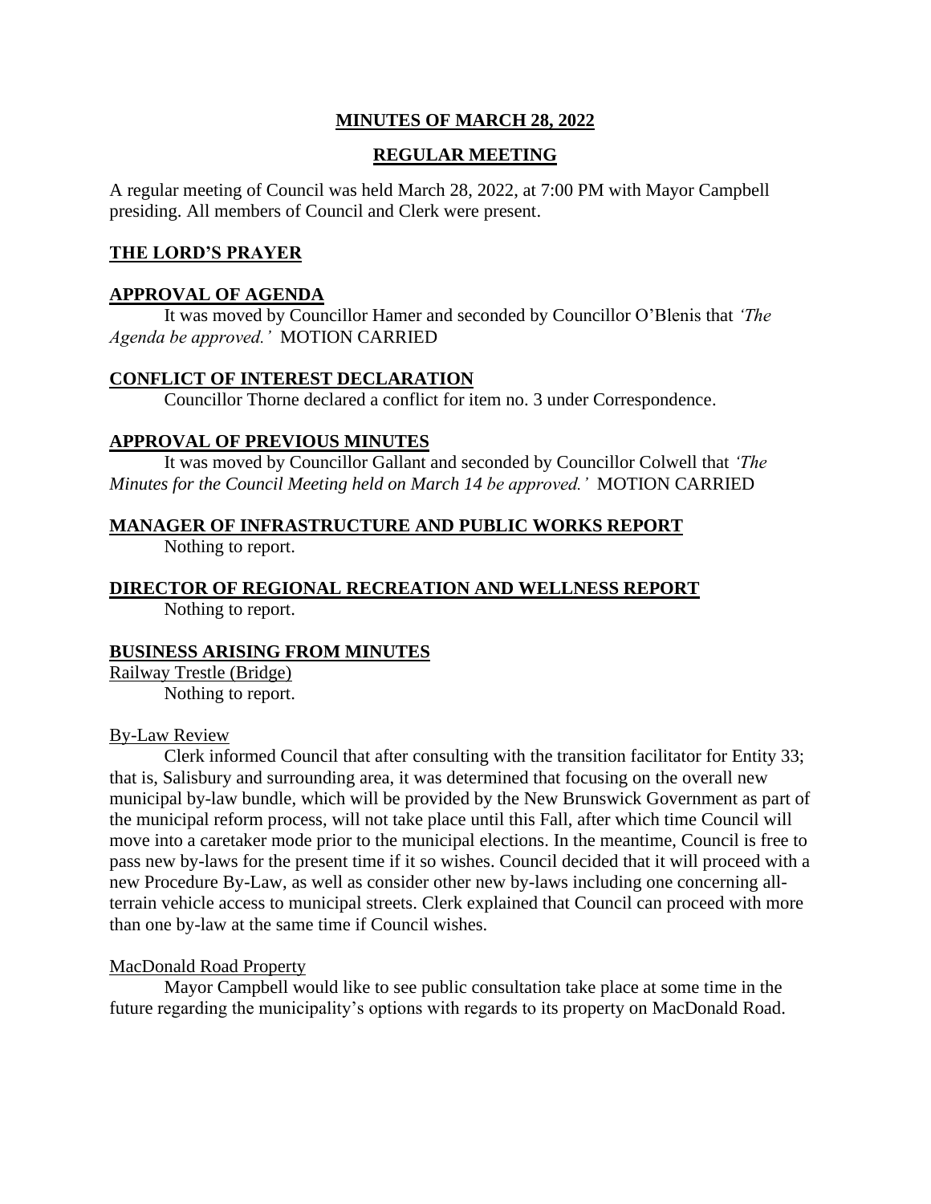# MINUTES OF MARCH 28, 2022

## REGULAR MEETING

A regular meeting of Council was held March 28, 2022, at 7:00 PM with Mayor Campbell presiding. All members of Council and Clerk were present.

### THE LORD'S PRAYER

### APPROVAL OF AGENDA

It was moved by Councillor Hamer and seconded by Councillor O'Blenis that *'The Agenda be approved.'* MOTION CARRIED

### CONFLICT OF INTEREST DECLARATION

Councillor Thorne declared a conflict for item no. 3 under Correspondence.

### APPROVAL OF PREVIOUS MINUTES

It was moved by Councillor Gallant and seconded by Councillor Colwell that *'The Minutes for the Council Meeting held on March 14 be approved.'* MOTION CARRIED

### MANAGER OF INFRASTRUCTURE AND PUBLIC WORKS REPORT

Nothing to report.

### DIRECTOR OF REGIONAL RECREATION AND WELLNESS REPORT

Nothing to report.

### BUSINESS ARISING FROM MINUTES

Railway Trestle (Bridge)

Nothing to report.

By-Law Review

Clerk informed Council that after consulting with the transition facilitator for Entity 33; that is, Salisbury and surrounding area, it was determined that focusing on the overall new municipal by-law bundle, which will be provided by the New Brunswick Government as part of the municipal reform process, will not take place until this Fall, after which time Council will move into a caretaker mode prior to the municipal elections. In the meantime, Council is free to pass new by-laws for the present time if it so wishes. Council decided that it will proceed with a new Procedure By-Law, as well as consider other new by-laws including one concerning all-terrain vehicle access to municipal streets. Clerk explained that Council can proceed with more than one by-law at the same time if Council wishes.

MacDonald Road Property

Mayor Campbell would like to see public consultation take place at some time in the future regarding the municipality's options with regards to its property on MacDonald Road.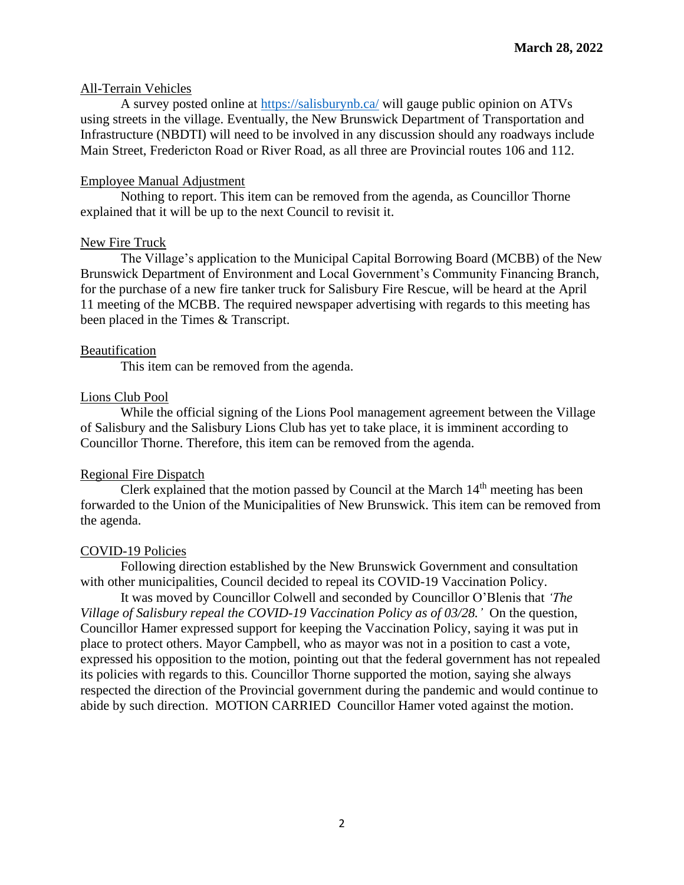**March 28, 2022**

All-Terrain Vehicles

A survey posted online at [https://salisburynb.ca/](https://salisburynb.ca/) will gauge public opinion on ATVs using streets in the village. Eventually, the New Brunswick Department of Transportation and Infrastructure (NBDTI) will need to be involved in any discussion should any roadways include Main Street, Fredericton Road or River Road, as all three are Provincial routes 106 and 112.

Employee Manual Adjustment

Nothing to report. This item can be removed from the agenda, as Councillor Thorne explained that it will be up to the next Council to revisit it.

New Fire Truck

The Village's application to the Municipal Capital Borrowing Board (MCBB) of the New Brunswick Department of Environment and Local Government's Community Financing Branch, for the purchase of a new fire tanker truck for Salisbury Fire Rescue, will be heard at the April 11 meeting of the MCBB. The required newspaper advertising with regards to this meeting has been placed in the Times & Transcript.

Beautification

This item can be removed from the agenda.

Lions Club Pool

While the official signing of the Lions Pool management agreement between the Village of Salisbury and the Salisbury Lions Club has yet to take place, it is imminent according to Councillor Thorne. Therefore, this item can be removed from the agenda.

Regional Fire Dispatch

Clerk explained that the motion passed by Council at the March 14th meeting has been forwarded to the Union of the Municipalities of New Brunswick. This item can be removed from the agenda.

COVID-19 Policies

Following direction established by the New Brunswick Government and consultation with other municipalities, Council decided to repeal its COVID-19 Vaccination Policy.

It was moved by Councillor Colwell and seconded by Councillor O'Blenis that *'The Village of Salisbury repeal the COVID-19 Vaccination Policy as of 03/28.'* On the question, Councillor Hamer expressed support for keeping the Vaccination Policy, saying it was put in place to protect others. Mayor Campbell, who as mayor was not in a position to cast a vote, expressed his opposition to the motion, pointing out that the federal government has not repealed its policies with regards to this. Councillor Thorne supported the motion, saying she always respected the direction of the Provincial government during the pandemic and would continue to abide by such direction. MOTION CARRIED Councillor Hamer voted against the motion.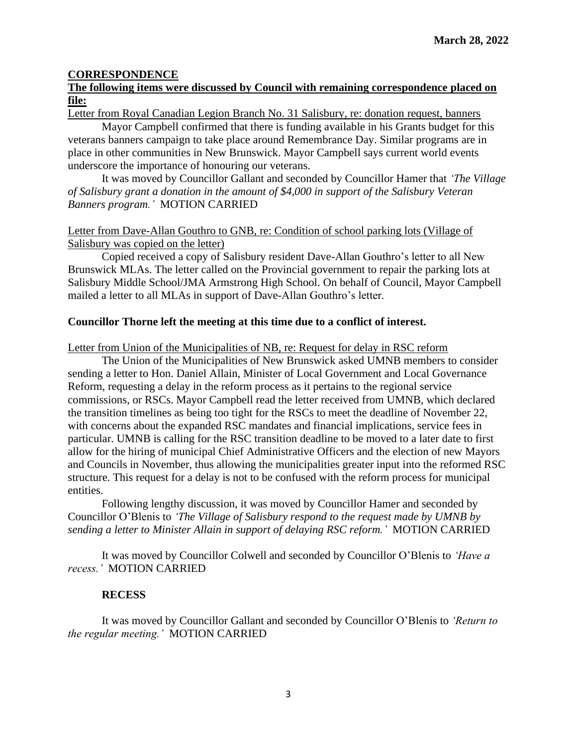**CORRESPONDENCE**

**The following items were discussed by Council with remaining correspondence placed on file:**

Letter from Royal Canadian Legion Branch No. 31 Salisbury, re: donation request, banners

Mayor Campbell confirmed that there is funding available in his Grants budget for this veterans banners campaign to take place around Remembrance Day. Similar programs are in place in other communities in New Brunswick. Mayor Campbell says current world events underscore the importance of honouring our veterans.

It was moved by Councillor Gallant and seconded by Councillor Hamer that *'The Village of Salisbury grant a donation in the amount of $4,000 in support of the Salisbury Veteran Banners program.'* MOTION CARRIED

Letter from Dave-Allan Gouthro to GNB, re: Condition of school parking lots (Village of Salisbury was copied on the letter)

Copied received a copy of Salisbury resident Dave-Allan Gouthro's letter to all New Brunswick MLAs. The letter called on the Provincial government to repair the parking lots at Salisbury Middle School/JMA Armstrong High School. On behalf of Council, Mayor Campbell mailed a letter to all MLAs in support of Dave-Allan Gouthro's letter.

**Councillor Thorne left the meeting at this time due to a conflict of interest.**

Letter from Union of the Municipalities of NB, re: Request for delay in RSC reform

The Union of the Municipalities of New Brunswick asked UMNB members to consider sending a letter to Hon. Daniel Allain, Minister of Local Government and Local Governance Reform, requesting a delay in the reform process as it pertains to the regional service commissions, or RSCs. Mayor Campbell read the letter received from UMNB, which declared the transition timelines as being too tight for the RSCs to meet the deadline of November 22, with concerns about the expanded RSC mandates and financial implications, service fees in particular. UMNB is calling for the RSC transition deadline to be moved to a later date to first allow for the hiring of municipal Chief Administrative Officers and the election of new Mayors and Councils in November, thus allowing the municipalities greater input into the reformed RSC structure. This request for a delay is not to be confused with the reform process for municipal entities.

Following lengthy discussion, it was moved by Councillor Hamer and seconded by Councillor O'Blenis to *'The Village of Salisbury respond to the request made by UMNB by sending a letter to Minister Allain in support of delaying RSC reform.'* MOTION CARRIED

It was moved by Councillor Colwell and seconded by Councillor O'Blenis to *'Have a recess.'* MOTION CARRIED

**RECESS**

It was moved by Councillor Gallant and seconded by Councillor O'Blenis to *'Return to the regular meeting.'* MOTION CARRIED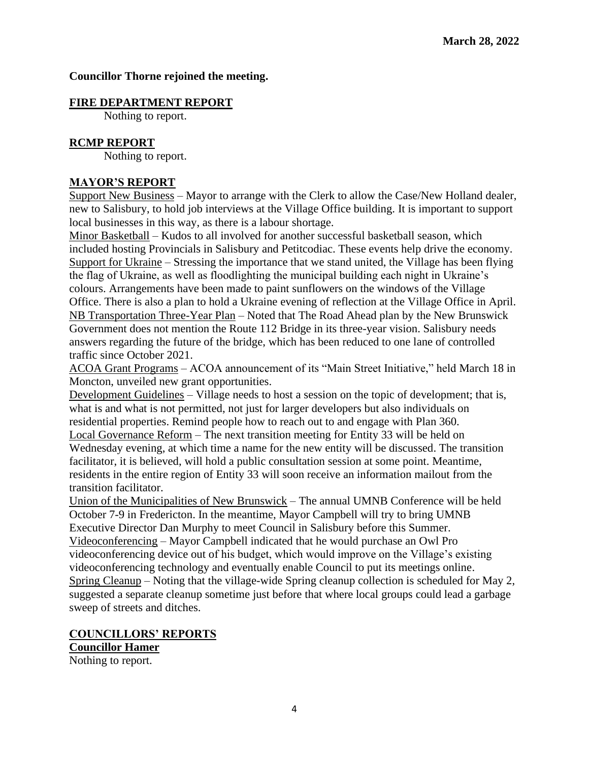**March 28, 2022**

**Councillor Thorne rejoined the meeting.**

## FIRE DEPARTMENT REPORT

Nothing to report.

## RCMP REPORT

Nothing to report.

## MAYOR'S REPORT

Support New Business – Mayor to arrange with the Clerk to allow the Case/New Holland dealer, new to Salisbury, to hold job interviews at the Village Office building. It is important to support local businesses in this way, as there is a labour shortage.

Minor Basketball – Kudos to all involved for another successful basketball season, which included hosting Provincials in Salisbury and Petitcodiac. These events help drive the economy.

Support for Ukraine – Stressing the importance that we stand united, the Village has been flying the flag of Ukraine, as well as floodlighting the municipal building each night in Ukraine's colours. Arrangements have been made to paint sunflowers on the windows of the Village Office. There is also a plan to hold a Ukraine evening of reflection at the Village Office in April.

NB Transportation Three-Year Plan – Noted that The Road Ahead plan by the New Brunswick Government does not mention the Route 112 Bridge in its three-year vision. Salisbury needs answers regarding the future of the bridge, which has been reduced to one lane of controlled traffic since October 2021.

ACOA Grant Programs – ACOA announcement of its "Main Street Initiative," held March 18 in Moncton, unveiled new grant opportunities.

Development Guidelines – Village needs to host a session on the topic of development; that is, what is and what is not permitted, not just for larger developers but also individuals on residential properties. Remind people how to reach out to and engage with Plan 360.

Local Governance Reform – The next transition meeting for Entity 33 will be held on Wednesday evening, at which time a name for the new entity will be discussed. The transition facilitator, it is believed, will hold a public consultation session at some point. Meantime, residents in the entire region of Entity 33 will soon receive an information mailout from the transition facilitator.

Union of the Municipalities of New Brunswick – The annual UMNB Conference will be held October 7-9 in Fredericton. In the meantime, Mayor Campbell will try to bring UMNB Executive Director Dan Murphy to meet Council in Salisbury before this Summer.

Videoconferencing – Mayor Campbell indicated that he would purchase an Owl Pro videoconferencing device out of his budget, which would improve on the Village's existing videoconferencing technology and eventually enable Council to put its meetings online.

Spring Cleanup – Noting that the village-wide Spring cleanup collection is scheduled for May 2, suggested a separate cleanup sometime just before that where local groups could lead a garbage sweep of streets and ditches.

## COUNCILLORS' REPORTS

**Councillor Hamer**

Nothing to report.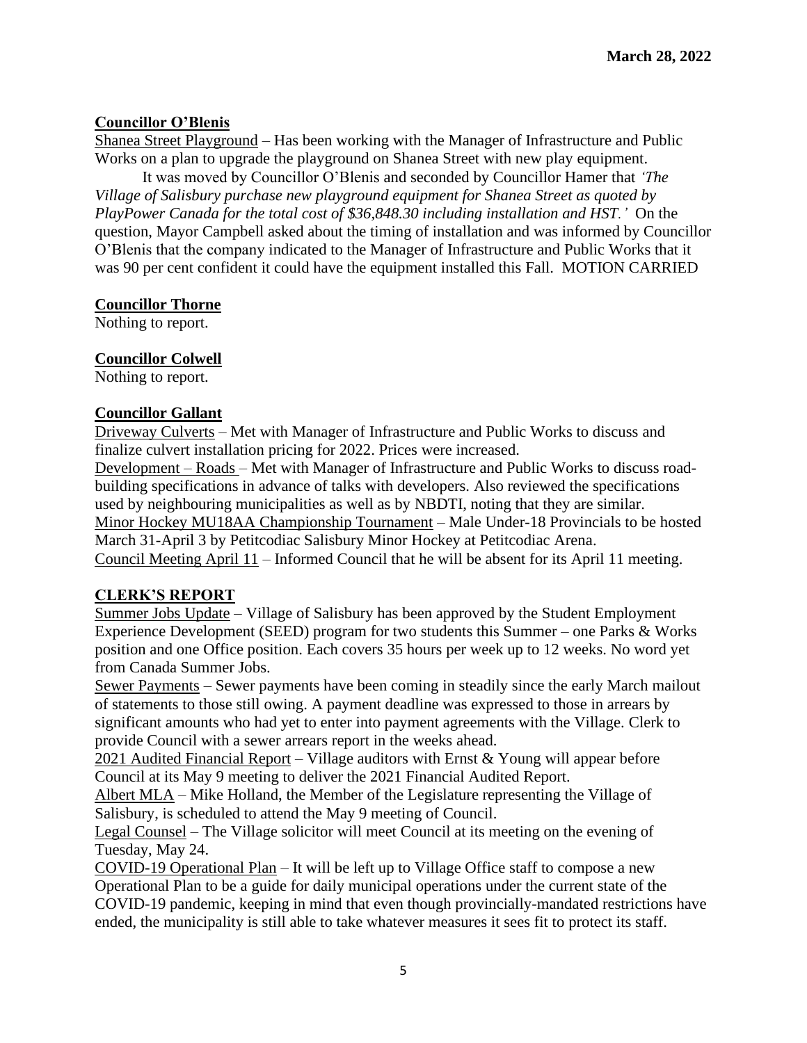**March 28, 2022**

**Councillor O'Blenis**

Shanea Street Playground – Has been working with the Manager of Infrastructure and Public Works on a plan to upgrade the playground on Shanea Street with new play equipment.

It was moved by Councillor O'Blenis and seconded by Councillor Hamer that *'The Village of Salisbury purchase new playground equipment for Shanea Street as quoted by PlayPower Canada for the total cost of $36,848.30 including installation and HST.'* On the question, Mayor Campbell asked about the timing of installation and was informed by Councillor O'Blenis that the company indicated to the Manager of Infrastructure and Public Works that it was 90 per cent confident it could have the equipment installed this Fall. MOTION CARRIED

**Councillor Thorne**

Nothing to report.

**Councillor Colwell**

Nothing to report.

**Councillor Gallant**

Driveway Culverts – Met with Manager of Infrastructure and Public Works to discuss and finalize culvert installation pricing for 2022. Prices were increased.

Development – Roads – Met with Manager of Infrastructure and Public Works to discuss road-building specifications in advance of talks with developers. Also reviewed the specifications used by neighbouring municipalities as well as by NBDTI, noting that they are similar.

Minor Hockey MU18AA Championship Tournament – Male Under-18 Provincials to be hosted March 31-April 3 by Petitcodiac Salisbury Minor Hockey at Petitcodiac Arena.

Council Meeting April 11 – Informed Council that he will be absent for its April 11 meeting.

**CLERK'S REPORT**

Summer Jobs Update – Village of Salisbury has been approved by the Student Employment Experience Development (SEED) program for two students this Summer – one Parks & Works position and one Office position. Each covers 35 hours per week up to 12 weeks. No word yet from Canada Summer Jobs.

Sewer Payments – Sewer payments have been coming in steadily since the early March mailout of statements to those still owing. A payment deadline was expressed to those in arrears by significant amounts who had yet to enter into payment agreements with the Village. Clerk to provide Council with a sewer arrears report in the weeks ahead.

2021 Audited Financial Report – Village auditors with Ernst & Young will appear before Council at its May 9 meeting to deliver the 2021 Financial Audited Report.

Albert MLA – Mike Holland, the Member of the Legislature representing the Village of Salisbury, is scheduled to attend the May 9 meeting of Council.

Legal Counsel – The Village solicitor will meet Council at its meeting on the evening of Tuesday, May 24.

COVID-19 Operational Plan – It will be left up to Village Office staff to compose a new Operational Plan to be a guide for daily municipal operations under the current state of the COVID-19 pandemic, keeping in mind that even though provincially-mandated restrictions have ended, the municipality is still able to take whatever measures it sees fit to protect its staff.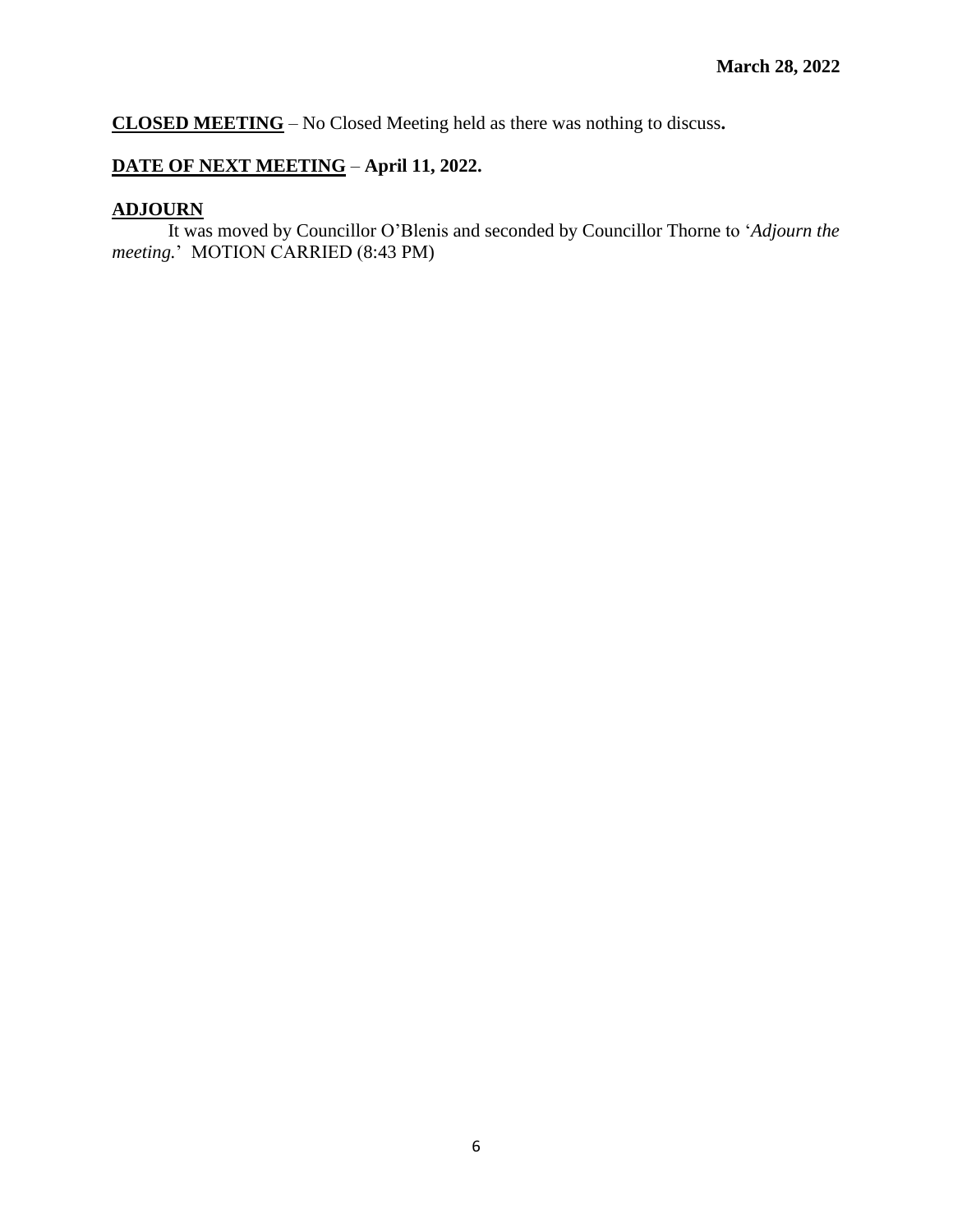**CLOSED MEETING** – No Closed Meeting held as there was nothing to discuss**.**

**DATE OF NEXT MEETING** – **April 11, 2022.**

**ADJOURN**

It was moved by Councillor O'Blenis and seconded by Councillor Thorne to '*Adjourn the meeting.*' MOTION CARRIED (8:43 PM)